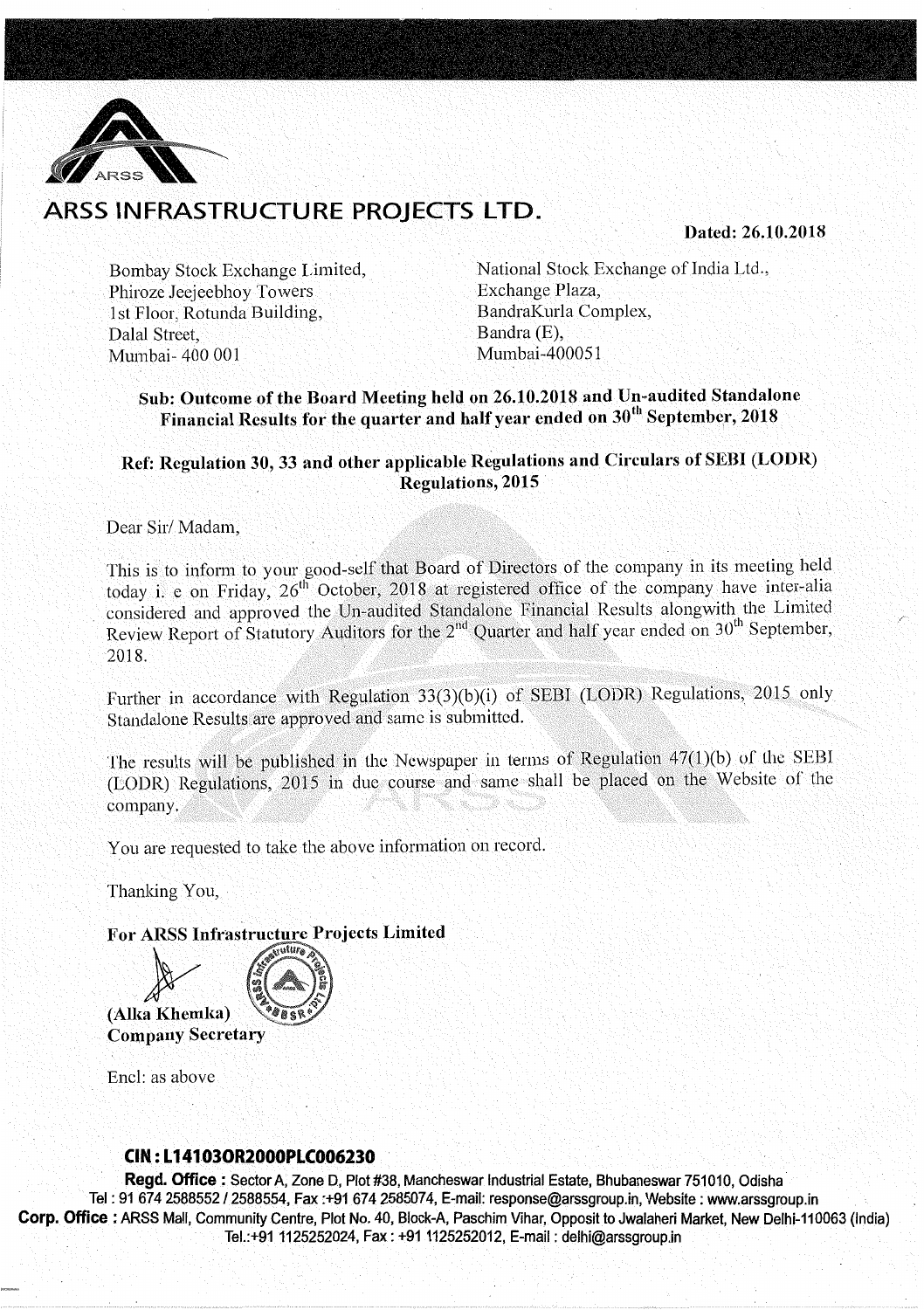# ARSS INFRASTRUCTURE PROJECTS LTD.

**Dated: 26.10.2018**

Bombay Stock Exchange Limited,
Phiroze Jeejeebhoy Towers
1st Floor, Rotunda Building,
Dalal Street,
Mumbai- 400 001

National Stock Exchange of India Ltd.,
Exchange Plaza,
BandraKurla Complex,
Bandra (E),
Mumbai-400051

**Sub: Outcome of the Board Meeting held on 26.10.2018 and Un-audited Standalone Financial Results for the quarter and half year ended on 30th September, 2018**

**Ref: Regulation 30, 33 and other applicable Regulations and Circulars of SEBI (LODR) Regulations, 2015**

Dear Sir/ Madam,

This is to inform to your good-self that Board of Directors of the company in its meeting held today i. e on Friday, 26th October, 2018 at registered office of the company have inter-alia considered and approved the Un-audited Standalone Financial Results alongwith the Limited Review Report of Statutory Auditors for the 2nd Quarter and half year ended on 30th September, 2018.

Further in accordance with Regulation 33(3)(b)(i) of SEBI (LODR) Regulations, 2015 only Standalone Results are approved and same is submitted.

The results will be published in the Newspaper in terms of Regulation 47(1)(b) of the SEBI (LODR) Regulations, 2015 in due course and same shall be placed on the Website of the company.

You are requested to take the above information on record.

Thanking You,

**For ARSS Infrastructure Projects Limited**

**(Alka Khemka)**
**Company Secretary**

Encl: as above

**CIN : L14103OR2000PLC006230**

**Regd. Office :** Sector A, Zone D, Plot #38, Mancheswar Industrial Estate, Bhubaneswar 751010, Odisha
Tel : 91 674 2588552 / 2588554, Fax :+91 674 2585074, E-mail: response@arssgroup.in, Website : www.arssgroup.in
**Corp. Office :** ARSS Mall, Community Centre, Plot No. 40, Block-A, Paschim Vihar, Opposit to Jwalaheri Market, New Delhi-110063 (India)
Tel.:+91 1125252024, Fax : +91 1125252012, E-mail : delhi@arssgroup.in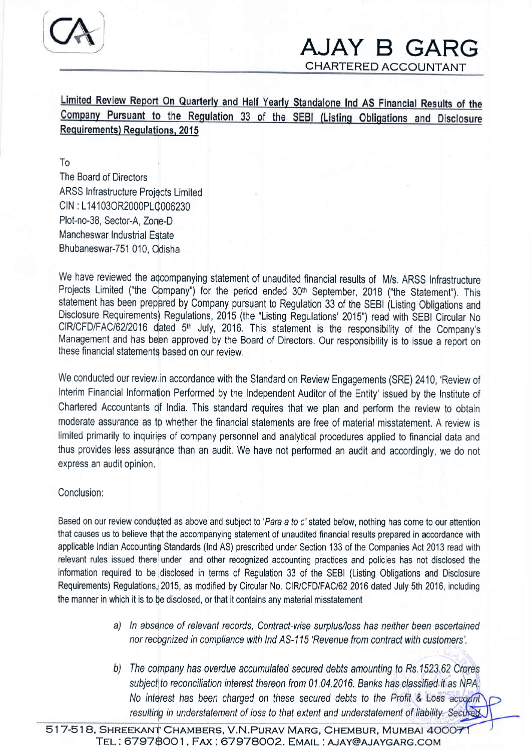# AJAY B GARG

CHARTERED ACCOUNTANT

**Limited Review Report On Quarterly and Half Yearly Standalone Ind AS Financial Results of the Company Pursuant to the Regulation 33 of the SEBI (Listing Obligations and Disclosure Requirements) Regulations, 2015**

To
The Board of Directors
ARSS Infrastructure Projects Limited
CIN : L14103OR2000PLC006230
Plot-no-38, Sector-A, Zone-D
Mancheswar Industrial Estate
Bhubaneswar-751 010, Odisha

We have reviewed the accompanying statement of unaudited financial results of M/s. ARSS Infrastructure Projects Limited ("the Company") for the period ended 30th September, 2018 ("the Statement"). This statement has been prepared by Company pursuant to Regulation 33 of the SEBI (Listing Obligations and Disclosure Requirements) Regulations, 2015 (the "Listing Regulations' 2015") read with SEBI Circular No CIR/CFD/FAC/62/2016 dated 5th July, 2016. This statement is the responsibility of the Company's Management and has been approved by the Board of Directors. Our responsibility is to issue a report on these financial statements based on our review.

We conducted our review in accordance with the Standard on Review Engagements (SRE) 2410, 'Review of Interim Financial Information Performed by the Independent Auditor of the Entity' issued by the Institute of Chartered Accountants of India. This standard requires that we plan and perform the review to obtain moderate assurance as to whether the financial statements are free of material misstatement. A review is limited primarily to inquiries of company personnel and analytical procedures applied to financial data and thus provides less assurance than an audit. We have not performed an audit and accordingly, we do not express an audit opinion.

Conclusion:

Based on our review conducted as above and subject to '*Para a to c*' stated below, nothing has come to our attention that causes us to believe that the accompanying statement of unaudited financial results prepared in accordance with applicable Indian Accounting Standards (Ind AS) prescribed under Section 133 of the Companies Act 2013 read with relevant rules issued there under and other recognized accounting practices and policies has not disclosed the information required to be disclosed in terms of Regulation 33 of the SEBI (Listing Obligations and Disclosure Requirements) Regulations, 2015, as modified by Circular No. CIR/CFD/FAC/62 2016 dated July 5th 2016, including the manner in which it is to be disclosed, or that it contains any material misstatement

a) *In absence of relevant records, Contract-wise surplus/loss has neither been ascertained nor recognized in compliance with Ind AS-115 'Revenue from contract with customers'.*

b) *The company has overdue accumulated secured debts amounting to Rs.1523.62 Crores subject to reconciliation interest thereon from 01.04.2016. Banks has classified it as NPA. No interest has been charged on these secured debts to the Profit & Loss account resulting in understatement of loss to that extent and understatement of liability. Secured*

517-518, Shreekant Chambers, V.N.Purav Marg, Chembur, Mumbai 400071
Tel : 67978001, Fax : 67978002. Email : ajay@ajaygarg.com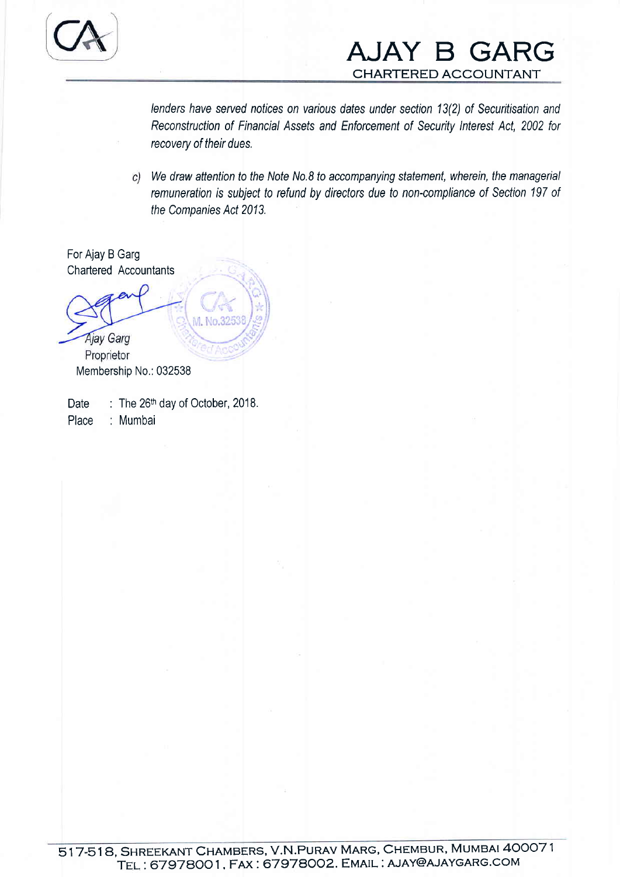*lenders have served notices on various dates under section 13(2) of Securitisation and Reconstruction of Financial Assets and Enforcement of Security Interest Act, 2002 for recovery of their dues.*

c) *We draw attention to the Note No.8 to accompanying statement, wherein, the managerial remuneration is subject to refund by directors due to non-compliance of Section 197 of the Companies Act 2013.*

For Ajay B Garg
Chartered Accountants

*Ajay Garg*
Proprietor
Membership No.: 032538

Date : The 26th day of October, 2018.
Place : Mumbai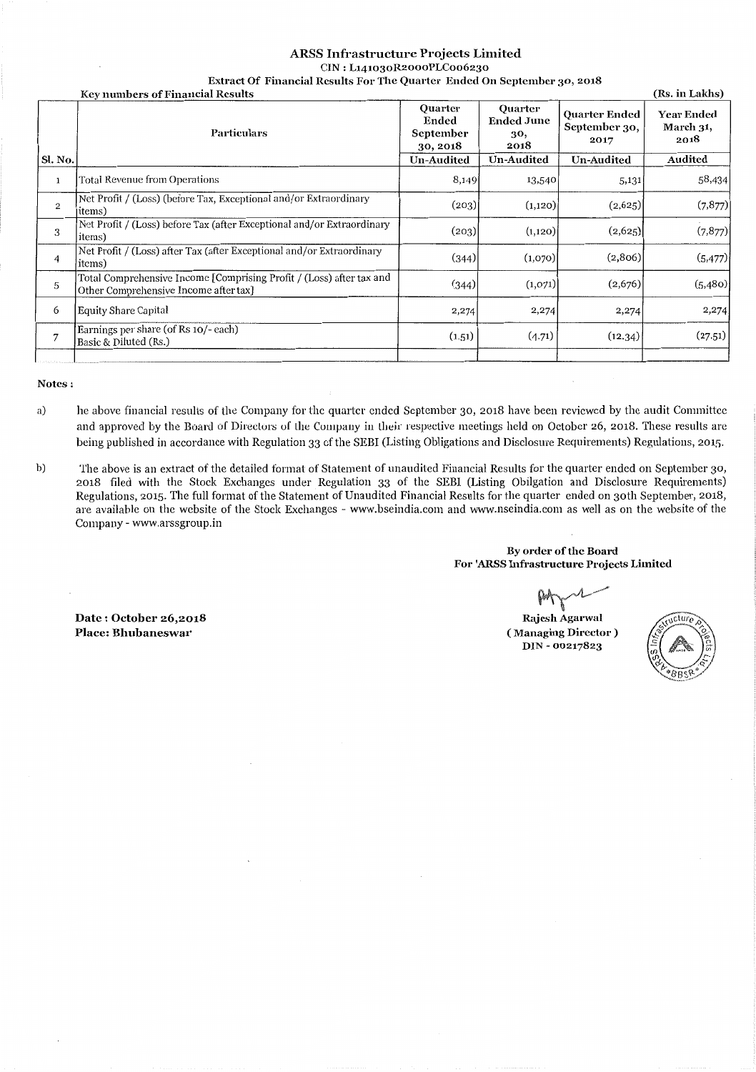# ARSS Infrastructure Projects Limited

**CIN : L14103OR2000PLC006230**

**Extract Of Financial Results For The Quarter Ended On September 30, 2018**

**Key numbers of Financial Results** (Rs. in Lakhs)

| Sl. No. | Particulars | Quarter Ended September 30, 2018 | Quarter Ended June 30, 2018 | Quarter Ended September 30, 2017 | Year Ended March 31, 2018 |
|---|---|---|---|---|---|
| | | Un-Audited | Un-Audited | Un-Audited | Audited |
| 1 | Total Revenue from Operations | 8,149 | 13,540 | 5,131 | 58,434 |
| 2 | Net Profit / (Loss) (before Tax, Exceptional and/or Extraordinary items) | (203) | (1,120) | (2,625) | (7,877) |
| 3 | Net Profit / (Loss) before Tax (after Exceptional and/or Extraordinary items) | (203) | (1,120) | (2,625) | (7,877) |
| 4 | Net Profit / (Loss) after Tax (after Exceptional and/or Extraordinary items) | (344) | (1,070) | (2,806) | (5,477) |
| 5 | Total Comprehensive Income [Comprising Profit / (Loss) after tax and Other Comprehensive Income after tax] | (344) | (1,071) | (2,676) | (5,480) |
| 6 | Equity Share Capital | 2,274 | 2,274 | 2,274 | 2,274 |
| 7 | Earnings per share (of Rs 10/- each) Basic & Diluted (Rs.) | (1.51) | (4.71) | (12.34) | (27.51) |

**Notes :**

a) he above financial results of the Company for the quarter ended September 30, 2018 have been reviewed by the audit Committee and approved by the Board of Directors of the Company in their respective meetings held on October 26, 2018. These results are being published in accordance with Regulation 33 of the SEBI (Listing Obligations and Disclosure Requirements) Regulations, 2015.

b) The above is an extract of the detailed format of Statement of unaudited Financial Results for the quarter ended on September 30, 2018 filed with the Stock Exchanges under Regulation 33 of the SEBI (Listing Obilgation and Disclosure Requirements) Regulations, 2015. The full format of the Statement of Unaudited Financial Results for the quarter ended on 30th September, 2018, are available on the website of the Stock Exchanges - www.bseindia.com and www.nseindia.com as well as on the website of the Company - www.arssgroup.in

**By order of the Board**
**For 'ARSS Infrastructure Projects Limited**

**Rajesh Agarwal**
**( Managing Director )**
**DIN - 00217823**

**Date : October 26,2018**
**Place: Bhubaneswar**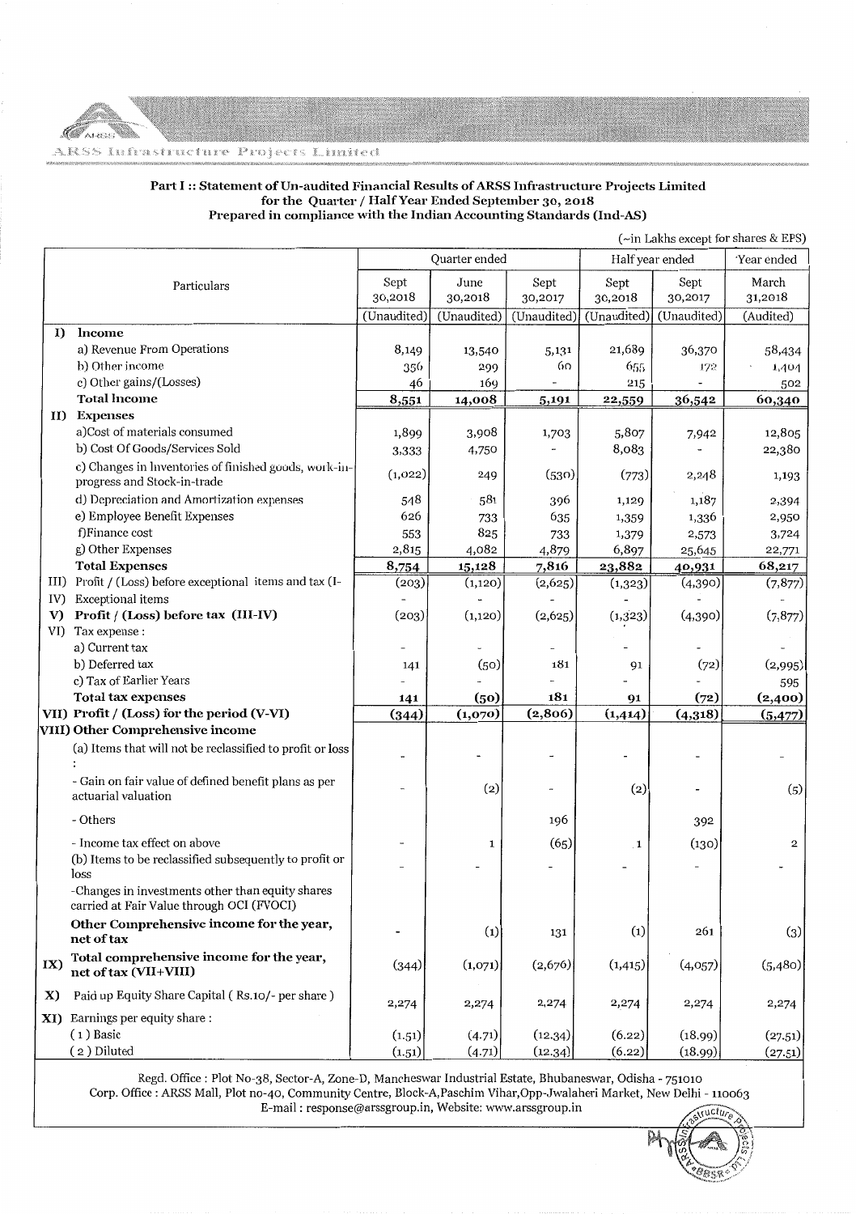ARSS Infrastructure Projects Limited

### Part I :: Statement of Un-audited Financial Results of ARSS Infrastructure Projects Limited for the Quarter / Half Year Ended September 30, 2018 Prepared in compliance with the Indian Accounting Standards (Ind-AS)

(~in Lakhs except for shares & EPS)

| | Particulars | Quarter ended | | | Half year ended | | Year ended |
|---|---|---|---|---|---|---|---|
| | | Sept 30,2018 | June 30,2018 | Sept 30,2017 | Sept 30,2018 | Sept 30,2017 | March 31,2018 |
| | | (Unaudited) | (Unaudited) | (Unaudited) | (Unaudited) | (Unaudited) | (Audited) |
| **I)** | **Income** | | | | | | |
| | a) Revenue From Operations | 8,149 | 13,540 | 5,131 | 21,689 | 36,370 | 58,434 |
| | b) Other income | 356 | 299 | 60 | 655 | 172 | 1,404 |
| | c) Other gains/(Losses) | 46 | 169 | - | 215 | | 502 |
| | **Total Income** | **8,551** | **14,008** | **5,191** | **22,559** | **36,542** | **60,340** |
| **II)** | **Expenses** | | | | | | |
| | a)Cost of materials consumed | 1,899 | 3,908 | 1,703 | 5,807 | 7,942 | 12,805 |
| | b) Cost Of Goods/Services Sold | 3,333 | 4,750 | - | 8,083 | - | 22,380 |
| | c) Changes in Inventories of finished goods, work-in-progress and Stock-in-trade | (1,022) | 249 | (530) | (773) | 2,248 | 1,193 |
| | d) Depreciation and Amortization expenses | 548 | 581 | 396 | 1,129 | 1,187 | 2,394 |
| | e) Employee Benefit Expenses | 626 | 733 | 635 | 1,359 | 1,336 | 2,950 |
| | f)Finance cost | 553 | 825 | 733 | 1,379 | 2,573 | 3,724 |
| | g) Other Expenses | 2,815 | 4,082 | 4,879 | 6,897 | 25,645 | 22,771 |
| | **Total Expenses** | **8,754** | **15,128** | **7,816** | **23,882** | **40,931** | **68,217** |
| III) | Profit / (Loss) before exceptional items and tax (I-II) | (203) | (1,120) | (2,625) | (1,323) | (4,390) | (7,877) |
| IV) | Exceptional items | - | - | - | - | - | - |
| **V)** | **Profit / (Loss) before tax (III-IV)** | (203) | (1,120) | (2,625) | (1,323) | (4,390) | (7,877) |
| VI) | Tax expense : | | | | | | |
| | a) Current tax | - | - | - | - | - | - |
| | b) Deferred tax | 141 | (50) | 181 | 91 | (72) | (2,995) |
| | c) Tax of Earlier Years | - | - | - | - | - | 595 |
| | **Total tax expenses** | **141** | **(50)** | **181** | **91** | **(72)** | **(2,400)** |
| **VII)** | **Profit / (Loss) for the period (V-VI)** | **(344)** | **(1,070)** | **(2,806)** | **(1,414)** | **(4,318)** | **(5,477)** |
| **VIII)** | **Other Comprehensive income** | | | | | | |
| | (a) Items that will not be reclassified to profit or loss : | - | - | - | - | - | - |
| | - Gain on fair value of defined benefit plans as per actuarial valuation | - | (2) | - | (2) | - | (5) |
| | - Others | | | 196 | | 392 | |
| | - Income tax effect on above | - | 1 | (65) | 1 | (130) | 2 |
| | (b) Items to be reclassified subsequently to profit or loss | - | - | - | - | - | - |
| | -Changes in investments other than equity shares carried at Fair Value through OCI (FVOCI) | | | | | | |
| | **Other Comprehensive income for the year, net of tax** | - | (1) | 131 | (1) | 261 | (3) |
| **IX)** | **Total comprehensive income for the year, net of tax (VII+VIII)** | (344) | (1,071) | (2,676) | (1,415) | (4,057) | (5,480) |
| **X)** | Paid up Equity Share Capital ( Rs.10/- per share ) | 2,274 | 2,274 | 2,274 | 2,274 | 2,274 | 2,274 |
| **XI)** | Earnings per equity share : | | | | | | |
| | ( 1 ) Basic | (1.51) | (4.71) | (12.34) | (6.22) | (18.99) | (27.51) |
| | ( 2 ) Diluted | (1.51) | (4.71) | (12.34) | (6.22) | (18.99) | (27.51) |

Regd. Office : Plot No-38, Sector-A, Zone-D, Mancheswar Industrial Estate, Bhubaneswar, Odisha - 751010
Corp. Office : ARSS Mall, Plot no-40, Community Centre, Block-A,Paschim Vihar,Opp-Jwalaheri Market, New Delhi - 110063
E-mail : response@arssgroup.in, Website: www.arssgroup.in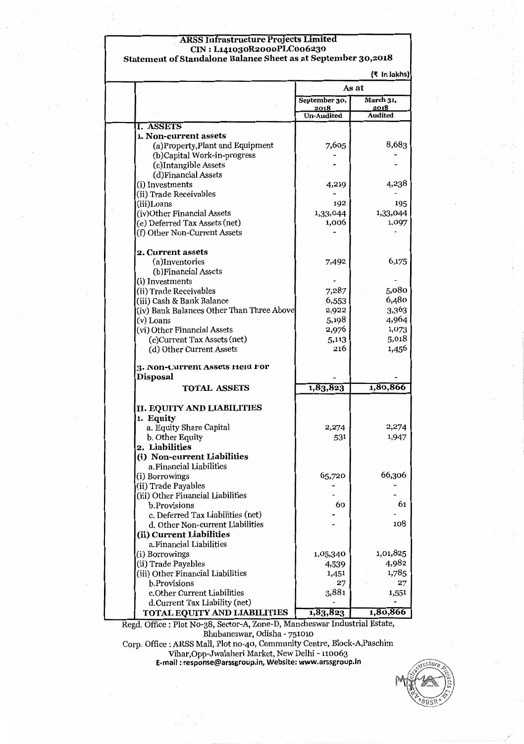# ARSS Infrastructure Projects Limited

## CIN : L14103OR2000PLC006230

## Statement of Standalone Balance Sheet as at September 30,2018

(₹ In lakhs)

| | As at | |
|---|---|---|
| | September 30, 2018 | March 31, 2018 |
| | Un-Audited | Audited |
| **I. ASSETS** | | |
| **1. Non-current assets** | | |
| (a)Property,Plant and Equipment | 7,605 | 8,683 |
| (b)Capital Work-in-progress | - | - |
| (c)Intangible Assets | - | - |
| (d)Financial Assets | | |
| (i) Investments | 4,219 | 4,238 |
| (ii) Trade Receivables | - | - |
| (iii)Loans | 192 | 195 |
| (iv)Other Financial Assets | 1,33,044 | 1,33,044 |
| (e) Deferred Tax Assets (net) | 1,006 | 1,097 |
| (f) Other Non-Current Assets | - | - |
| **2. Current assets** | | |
| (a)Inventories | 7,492 | 6,175 |
| (b)Financial Assets | | |
| (i) Investments | - | - |
| (ii) Trade Receivables | 7,287 | 5,080 |
| (iii) Cash & Bank Balance | 6,553 | 6,480 |
| (iv) Bank Balances Other Than Three Above | 2,922 | 3,363 |
| (v) Loans | 5,198 | 4,964 |
| (vi) Other Financial Assets | 2,976 | 1,073 |
| (c)Current Tax Assets (net) | 5,113 | 5,018 |
| (d) Other Current Assets | 216 | 1,456 |
| **3. Non-Current Assets Held For Disposal** | - | - |
| **TOTAL ASSETS** | **1,83,823** | **1,80,866** |
| **II. EQUITY AND LIABILITIES** | | |
| **1. Equity** | | |
| a. Equity Share Capital | 2,274 | 2,274 |
| b. Other Equity | 531 | 1,947 |
| **2. Liabilities** | | |
| **(i) Non-current Liabilities** | | |
| a.Financial Liabilities | | |
| (i) Borrowings | 65,720 | 66,306 |
| (ii) Trade Payables | - | - |
| (iii) Other Financial Liabilities | - | - |
| b.Provisions | 60 | 61 |
| c. Deferred Tax Liabilities (net) | - | - |
| d. Other Non-current Liabilities | - | 108 |
| **(ii) Current Liabilities** | | |
| a.Financial Liabilities | | |
| (i) Borrowings | 1,05,340 | 1,01,825 |
| (ii) Trade Payables | 4,539 | 4,982 |
| (iii) Other Financial Liabilities | 1,451 | 1,785 |
| b.Provisions | 27 | 27 |
| c.Other Current Liabilities | 3,881 | 1,551 |
| d.Current Tax Liability (net) | - | - |
| **TOTAL EQUITY AND LIABILITIES** | **1,83,823** | **1,80,866** |

Regd. Office : Plot No-38, Sector-A, Zone-D, Mancheswar Industrial Estate, Bhubaneswar, Odisha - 751010

Corp. Office : ARSS Mall, Plot no-40, Community Centre, Block-A,Paschim Vihar,Opp-Jwalaheri Market, New Delhi - 110063

**E-mail : response@arssgroup.in, Website: www.arssgroup.in**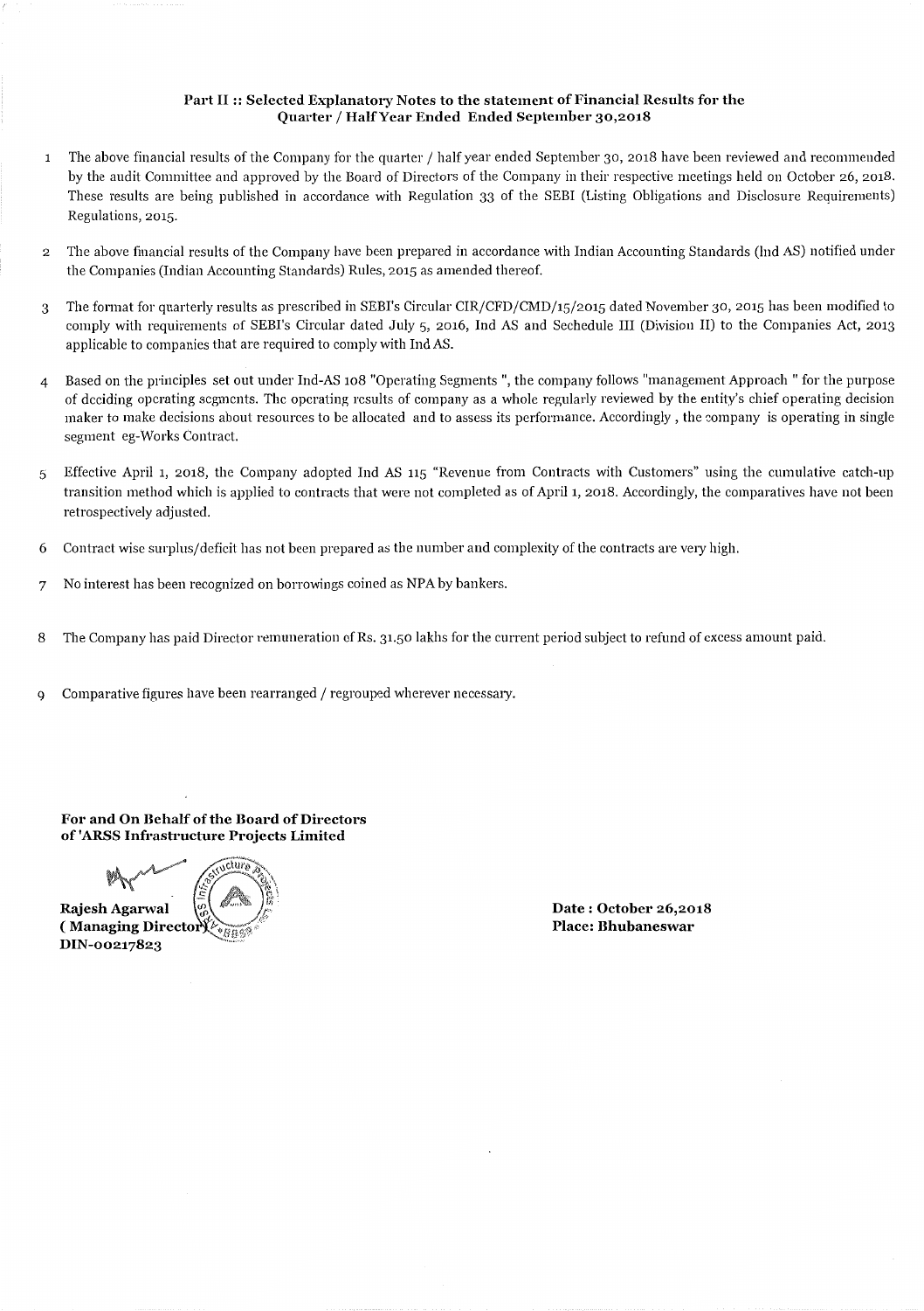**Part II :: Selected Explanatory Notes to the statement of Financial Results for the Quarter / Half Year Ended Ended September 30,2018**

1. The above financial results of the Company for the quarter / half year ended September 30, 2018 have been reviewed and recommended by the audit Committee and approved by the Board of Directors of the Company in their respective meetings held on October 26, 2018. These results are being published in accordance with Regulation 33 of the SEBI (Listing Obligations and Disclosure Requirements) Regulations, 2015.

2. The above financial results of the Company have been prepared in accordance with Indian Accounting Standards (Ind AS) notified under the Companies (Indian Accounting Standards) Rules, 2015 as amended thereof.

3. The format for quarterly results as prescribed in SEBI's Circular CIR/CFD/CMD/15/2015 dated November 30, 2015 has been modified to comply with requirements of SEBI's Circular dated July 5, 2016, Ind AS and Sechedule III (Division II) to the Companies Act, 2013 applicable to companies that are required to comply with Ind AS.

4. Based on the principles set out under Ind-AS 108 "Operating Segments ", the company follows "management Approach " for the purpose of deciding operating segments. The operating results of company as a whole regularly reviewed by the entity's chief operating decision maker to make decisions about resources to be allocated and to assess its performance. Accordingly , the company is operating in single segment eg-Works Contract.

5. Effective April 1, 2018, the Company adopted Ind AS 115 "Revenue from Contracts with Customers" using the cumulative catch-up transition method which is applied to contracts that were not completed as of April 1, 2018. Accordingly, the comparatives have not been retrospectively adjusted.

6. Contract wise surplus/deficit has not been prepared as the number and complexity of the contracts are very high.

7. No interest has been recognized on borrowings coined as NPA by bankers.

8. The Company has paid Director remuneration of Rs. 31.50 lakhs for the current period subject to refund of excess amount paid.

9. Comparative figures have been rearranged / regrouped wherever necessary.

**For and On Behalf of the Board of Directors of 'ARSS Infrastructure Projects Limited**

**Rajesh Agarwal**
**( Managing Director)**
**DIN-00217823**

**Date : October 26,2018**
**Place: Bhubaneswar**